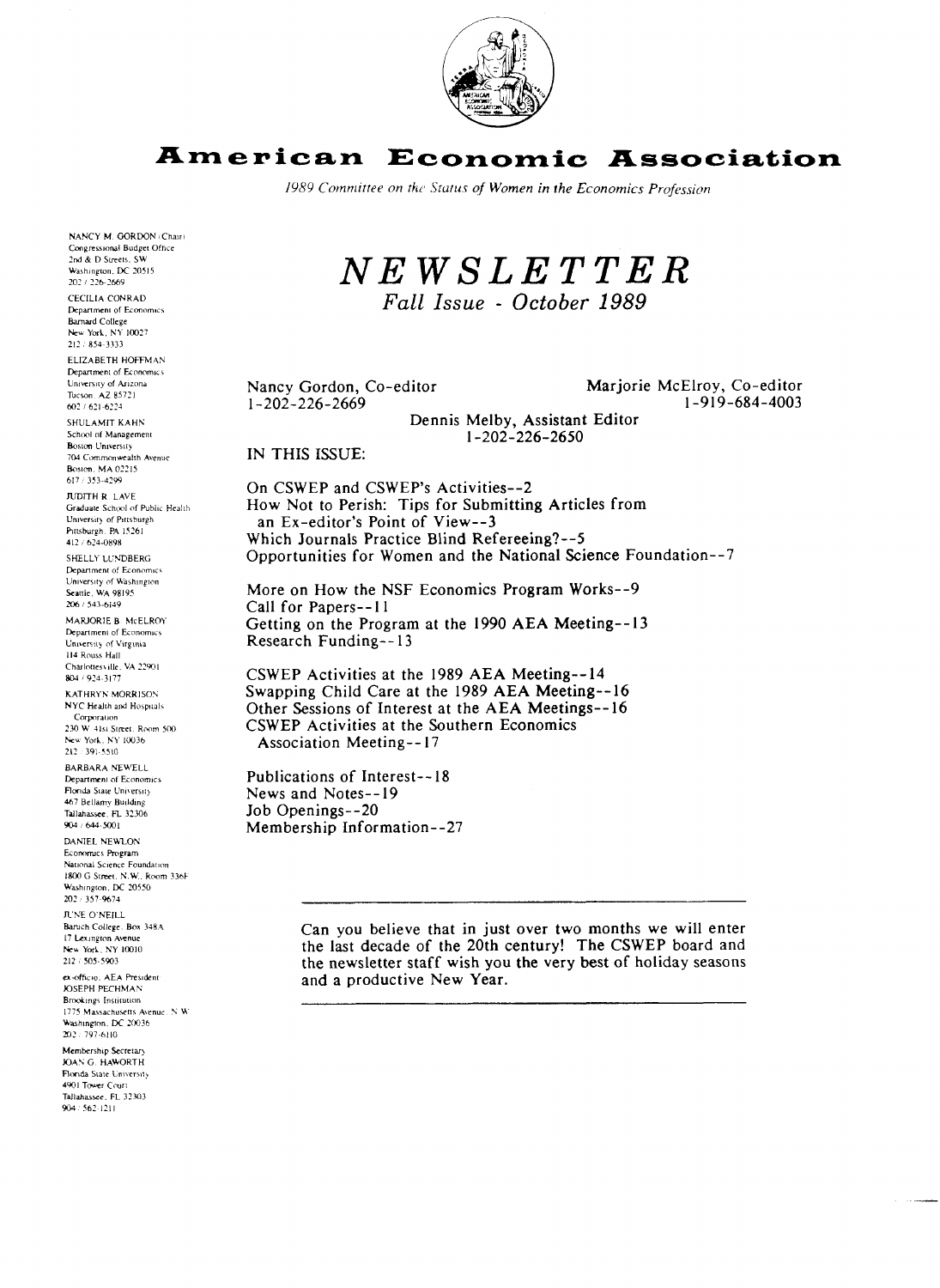# American Economic Association

*1989 Committee on the Status of Women in the Economics Profession*

NANCY M. GORDON (Chair)
Congressional Budget Office
2nd & D Streets, SW
Washington, DC 20515
202 / 226-2669

CECILIA CONRAD
Department of Economics
Barnard College
New York, NY 10027
212 / 854-3333

ELIZABETH HOFFMAN
Department of Economics
University of Arizona
Tucson, AZ 85721
602 / 621-6224

SHULAMIT KAHN
School of Management
Boston University
704 Commonwealth Avenue
Boston, MA 02215
617 / 353-4299

JUDITH R. LAVE
Graduate School of Public Health
University of Pittsburgh
Pittsburgh, PA 15261
412 / 624-0898

SHELLY LUNDBERG
Department of Economics
University of Washington
Seattle, WA 98195
206 / 543-6149

MARJORIE B. McELROY
Department of Economics
University of Virginia
114 Rouss Hall
Charlottesville, VA 22901
804 / 924-3177

KATHRYN MORRISON
NYC Health and Hospitals Corporation
230 W 41st Street, Room 500
New York, NY 10036
212 / 391-5510

BARBARA NEWELL
Department of Economics
Florida State University
467 Bellamy Building
Tallahassee, FL 32306
904 / 644-5001

DANIEL NEWLON
Economics Program
National Science Foundation
1800 G Street, N.W., Room 336F
Washington, DC 20550
202 / 357-9674

JUNE O'NEILL
Baruch College, Box 348A
17 Lexington Avenue
New York, NY 10010
212 / 505-5903

ex-officio, AEA President
JOSEPH PECHMAN
Brookings Institution
1775 Massachusetts Avenue, N.W.
Washington, DC 20036
202 / 797-6110

Membership Secretary
JOAN G. HAWORTH
Florida State University
4901 Tower Court
Tallahassee, FL 32303
904 / 562-1211

# *NEWSLETTER*

## *Fall Issue - October 1989*

Nancy Gordon, Co-editor
1-202-226-2669

Marjorie McElroy, Co-editor
1-919-684-4003

Dennis Melby, Assistant Editor
1-202-226-2650

**IN THIS ISSUE:**

On CSWEP and CSWEP's Activities--2
How Not to Perish: Tips for Submitting Articles from an Ex-editor's Point of View--3
Which Journals Practice Blind Refereeing?--5
Opportunities for Women and the National Science Foundation--7

More on How the NSF Economics Program Works--9
Call for Papers--11
Getting on the Program at the 1990 AEA Meeting--13
Research Funding--13

CSWEP Activities at the 1989 AEA Meeting--14
Swapping Child Care at the 1989 AEA Meeting--16
Other Sessions of Interest at the AEA Meetings--16
CSWEP Activities at the Southern Economics Association Meeting--17

Publications of Interest--18
News and Notes--19
Job Openings--20
Membership Information--27

---

Can you believe that in just over two months we will enter the last decade of the 20th century! The CSWEP board and the newsletter staff wish you the very best of holiday seasons and a productive New Year.

---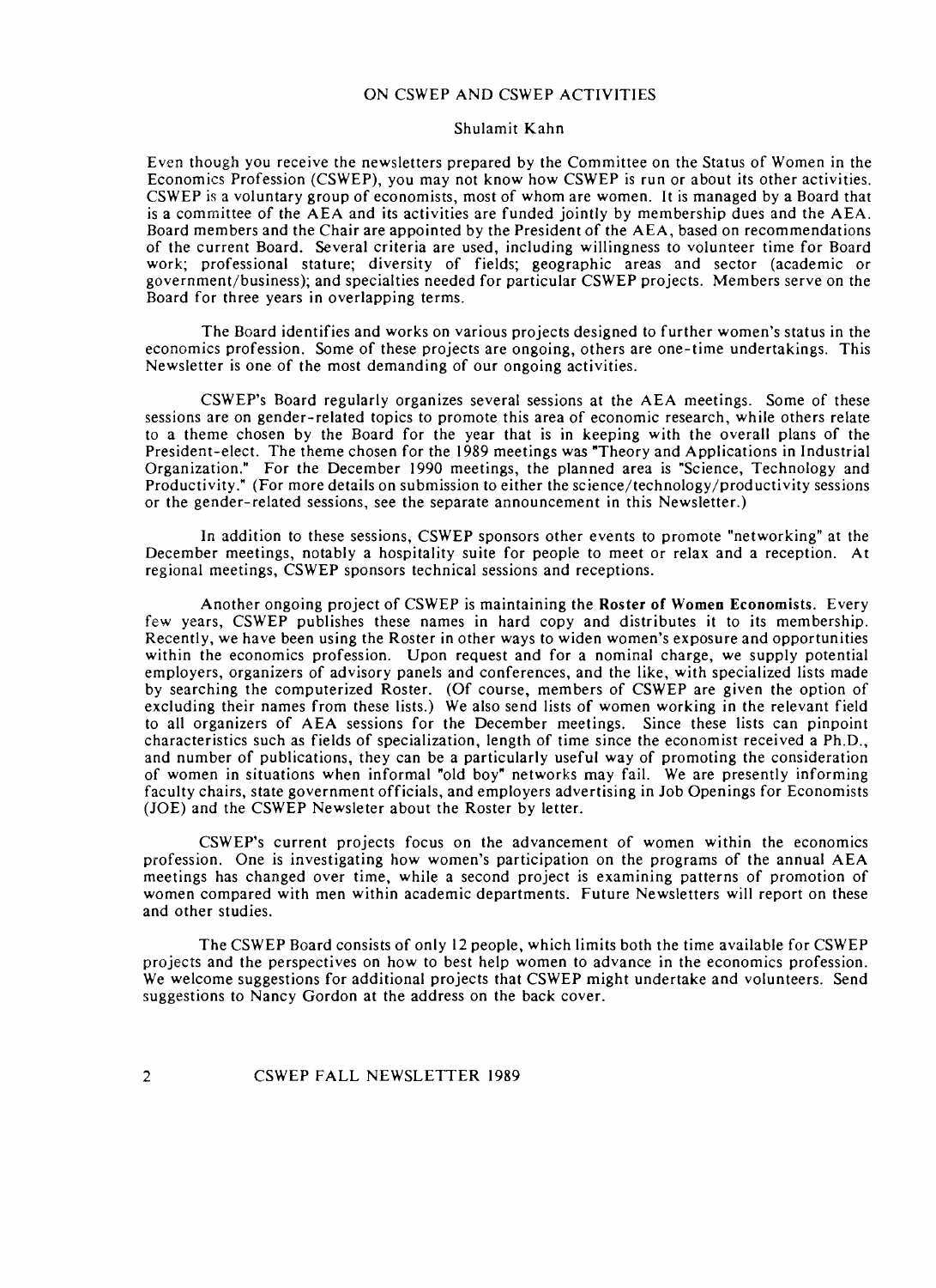## ON CSWEP AND CSWEP ACTIVITIES

Shulamit Kahn

Even though you receive the newsletters prepared by the Committee on the Status of Women in the Economics Profession (CSWEP), you may not know how CSWEP is run or about its other activities. CSWEP is a voluntary group of economists, most of whom are women. It is managed by a Board that is a committee of the AEA and its activities are funded jointly by membership dues and the AEA. Board members and the Chair are appointed by the President of the AEA, based on recommendations of the current Board. Several criteria are used, including willingness to volunteer time for Board work; professional stature; diversity of fields; geographic areas and sector (academic or government/business); and specialties needed for particular CSWEP projects. Members serve on the Board for three years in overlapping terms.

The Board identifies and works on various projects designed to further women's status in the economics profession. Some of these projects are ongoing, others are one-time undertakings. This Newsletter is one of the most demanding of our ongoing activities.

CSWEP's Board regularly organizes several sessions at the AEA meetings. Some of these sessions are on gender-related topics to promote this area of economic research, while others relate to a theme chosen by the Board for the year that is in keeping with the overall plans of the President-elect. The theme chosen for the 1989 meetings was "Theory and Applications in Industrial Organization." For the December 1990 meetings, the planned area is "Science, Technology and Productivity." (For more details on submission to either the science/technology/productivity sessions or the gender-related sessions, see the separate announcement in this Newsletter.)

In addition to these sessions, CSWEP sponsors other events to promote "networking" at the December meetings, notably a hospitality suite for people to meet or relax and a reception. At regional meetings, CSWEP sponsors technical sessions and receptions.

Another ongoing project of CSWEP is maintaining the **Roster of Women Economists**. Every few years, CSWEP publishes these names in hard copy and distributes it to its membership. Recently, we have been using the Roster in other ways to widen women's exposure and opportunities within the economics profession. Upon request and for a nominal charge, we supply potential employers, organizers of advisory panels and conferences, and the like, with specialized lists made by searching the computerized Roster. (Of course, members of CSWEP are given the option of excluding their names from these lists.) We also send lists of women working in the relevant field to all organizers of AEA sessions for the December meetings. Since these lists can pinpoint characteristics such as fields of specialization, length of time since the economist received a Ph.D., and number of publications, they can be a particularly useful way of promoting the consideration of women in situations when informal "old boy" networks may fail. We are presently informing faculty chairs, state government officials, and employers advertising in Job Openings for Economists (JOE) and the CSWEP Newsleter about the Roster by letter.

CSWEP's current projects focus on the advancement of women within the economics profession. One is investigating how women's participation on the programs of the annual AEA meetings has changed over time, while a second project is examining patterns of promotion of women compared with men within academic departments. Future Newsletters will report on these and other studies.

The CSWEP Board consists of only 12 people, which limits both the time available for CSWEP projects and the perspectives on how to best help women to advance in the economics profession. We welcome suggestions for additional projects that CSWEP might undertake and volunteers. Send suggestions to Nancy Gordon at the address on the back cover.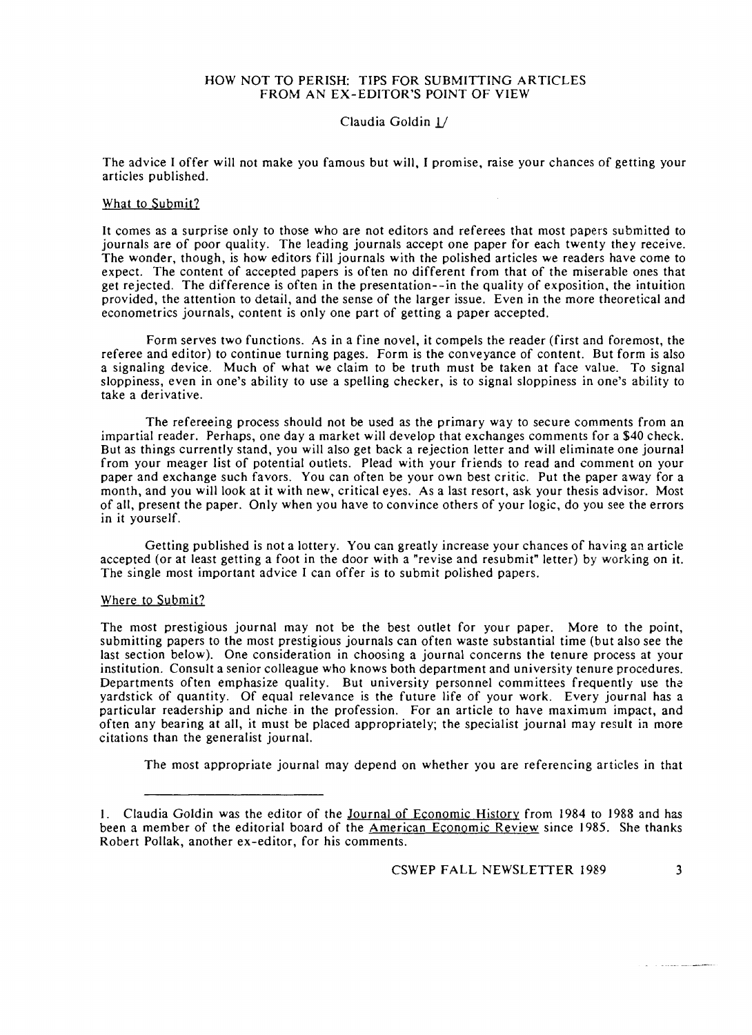# HOW NOT TO PERISH: TIPS FOR SUBMITTING ARTICLES FROM AN EX-EDITOR'S POINT OF VIEW

Claudia Goldin [1]

The advice I offer will not make you famous but will, I promise, raise your chances of getting your articles published.

## What to Submit?

It comes as a surprise only to those who are not editors and referees that most papers submitted to journals are of poor quality. The leading journals accept one paper for each twenty they receive. The wonder, though, is how editors fill journals with the polished articles we readers have come to expect. The content of accepted papers is often no different from that of the miserable ones that get rejected. The difference is often in the presentation--in the quality of exposition, the intuition provided, the attention to detail, and the sense of the larger issue. Even in the more theoretical and econometrics journals, content is only one part of getting a paper accepted.

Form serves two functions. As in a fine novel, it compels the reader (first and foremost, the referee and editor) to continue turning pages. Form is the conveyance of content. But form is also a signaling device. Much of what we claim to be truth must be taken at face value. To signal sloppiness, even in one's ability to use a spelling checker, is to signal sloppiness in one's ability to take a derivative.

The refereeing process should not be used as the primary way to secure comments from an impartial reader. Perhaps, one day a market will develop that exchanges comments for a $40 check. But as things currently stand, you will also get back a rejection letter and will eliminate one journal from your meager list of potential outlets. Plead with your friends to read and comment on your paper and exchange such favors. You can often be your own best critic. Put the paper away for a month, and you will look at it with new, critical eyes. As a last resort, ask your thesis advisor. Most of all, present the paper. Only when you have to convince others of your logic, do you see the errors in it yourself.

Getting published is not a lottery. You can greatly increase your chances of having an article accepted (or at least getting a foot in the door with a "revise and resubmit" letter) by working on it. The single most important advice I can offer is to submit polished papers.

## Where to Submit?

The most prestigious journal may not be the best outlet for your paper. More to the point, submitting papers to the most prestigious journals can often waste substantial time (but also see the last section below). One consideration in choosing a journal concerns the tenure process at your institution. Consult a senior colleague who knows both department and university tenure procedures. Departments often emphasize quality. But university personnel committees frequently use the yardstick of quantity. Of equal relevance is the future life of your work. Every journal has a particular readership and niche in the profession. For an article to have maximum impact, and often any bearing at all, it must be placed appropriately; the specialist journal may result in more citations than the generalist journal.

The most appropriate journal may depend on whether you are referencing articles in that

---

1. Claudia Goldin was the editor of the Journal of Economic History from 1984 to 1988 and has been a member of the editorial board of the American Economic Review since 1985. She thanks Robert Pollak, another ex-editor, for his comments.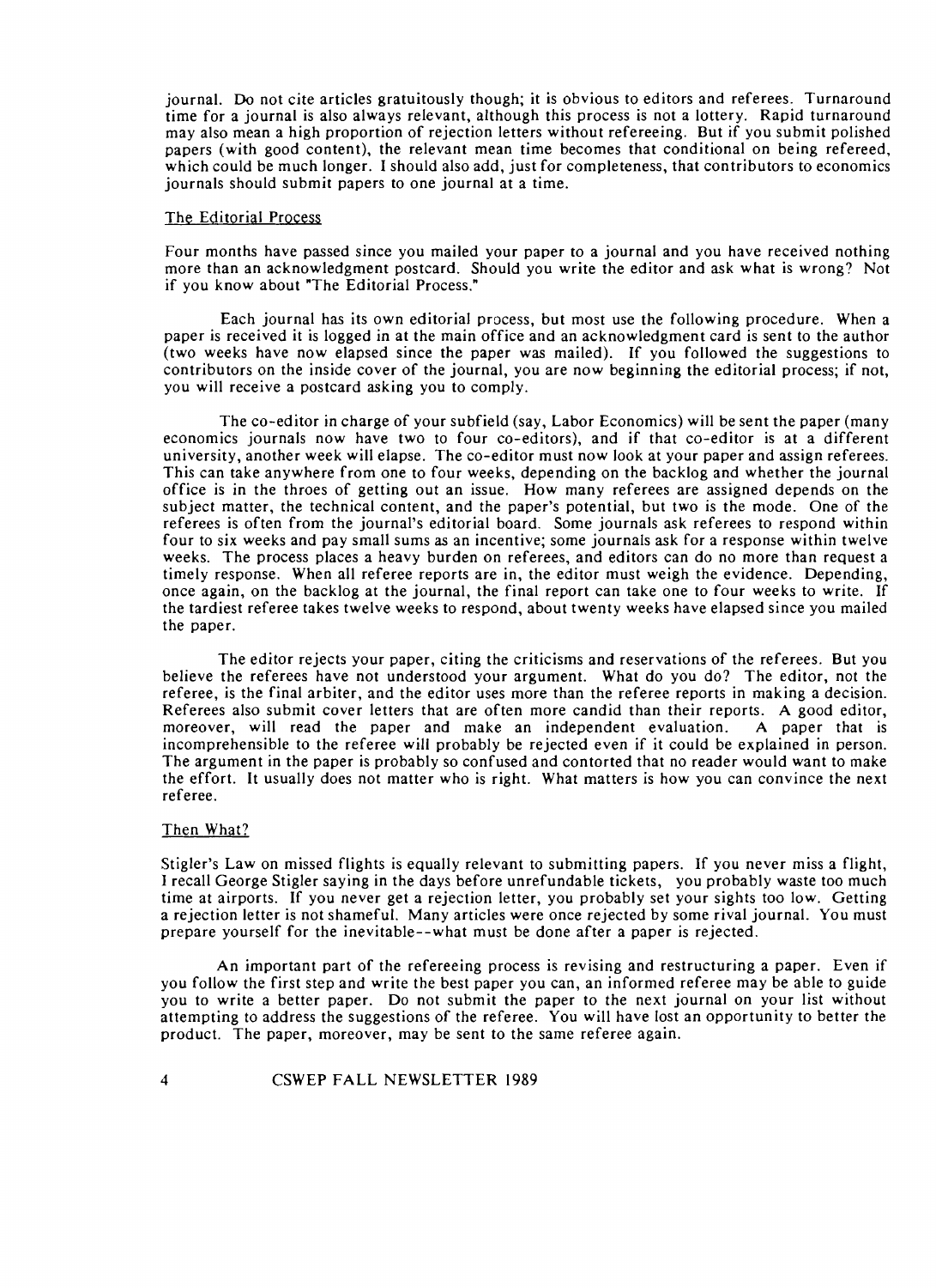journal. Do not cite articles gratuitously though; it is obvious to editors and referees. Turnaround time for a journal is also always relevant, although this process is not a lottery. Rapid turnaround may also mean a high proportion of rejection letters without refereeing. But if you submit polished papers (with good content), the relevant mean time becomes that conditional on being refereed, which could be much longer. I should also add, just for completeness, that contributors to economics journals should submit papers to one journal at a time.

## The Editorial Process

Four months have passed since you mailed your paper to a journal and you have received nothing more than an acknowledgment postcard. Should you write the editor and ask what is wrong? Not if you know about "The Editorial Process."

Each journal has its own editorial process, but most use the following procedure. When a paper is received it is logged in at the main office and an acknowledgment card is sent to the author (two weeks have now elapsed since the paper was mailed). If you followed the suggestions to contributors on the inside cover of the journal, you are now beginning the editorial process; if not, you will receive a postcard asking you to comply.

The co-editor in charge of your subfield (say, Labor Economics) will be sent the paper (many economics journals now have two to four co-editors), and if that co-editor is at a different university, another week will elapse. The co-editor must now look at your paper and assign referees. This can take anywhere from one to four weeks, depending on the backlog and whether the journal office is in the throes of getting out an issue. How many referees are assigned depends on the subject matter, the technical content, and the paper's potential, but two is the mode. One of the referees is often from the journal's editorial board. Some journals ask referees to respond within four to six weeks and pay small sums as an incentive; some journals ask for a response within twelve weeks. The process places a heavy burden on referees, and editors can do no more than request a timely response. When all referee reports are in, the editor must weigh the evidence. Depending, once again, on the backlog at the journal, the final report can take one to four weeks to write. If the tardiest referee takes twelve weeks to respond, about twenty weeks have elapsed since you mailed the paper.

The editor rejects your paper, citing the criticisms and reservations of the referees. But you believe the referees have not understood your argument. What do you do? The editor, not the referee, is the final arbiter, and the editor uses more than the referee reports in making a decision. Referees also submit cover letters that are often more candid than their reports. A good editor, moreover, will read the paper and make an independent evaluation. A paper that is incomprehensible to the referee will probably be rejected even if it could be explained in person. The argument in the paper is probably so confused and contorted that no reader would want to make the effort. It usually does not matter who is right. What matters is how you can convince the next referee.

## Then What?

Stigler's Law on missed flights is equally relevant to submitting papers. If you never miss a flight, I recall George Stigler saying in the days before unrefundable tickets, you probably waste too much time at airports. If you never get a rejection letter, you probably set your sights too low. Getting a rejection letter is not shameful. Many articles were once rejected by some rival journal. You must prepare yourself for the inevitable--what must be done after a paper is rejected.

An important part of the refereeing process is revising and restructuring a paper. Even if you follow the first step and write the best paper you can, an informed referee may be able to guide you to write a better paper. Do not submit the paper to the next journal on your list without attempting to address the suggestions of the referee. You will have lost an opportunity to better the product. The paper, moreover, may be sent to the same referee again.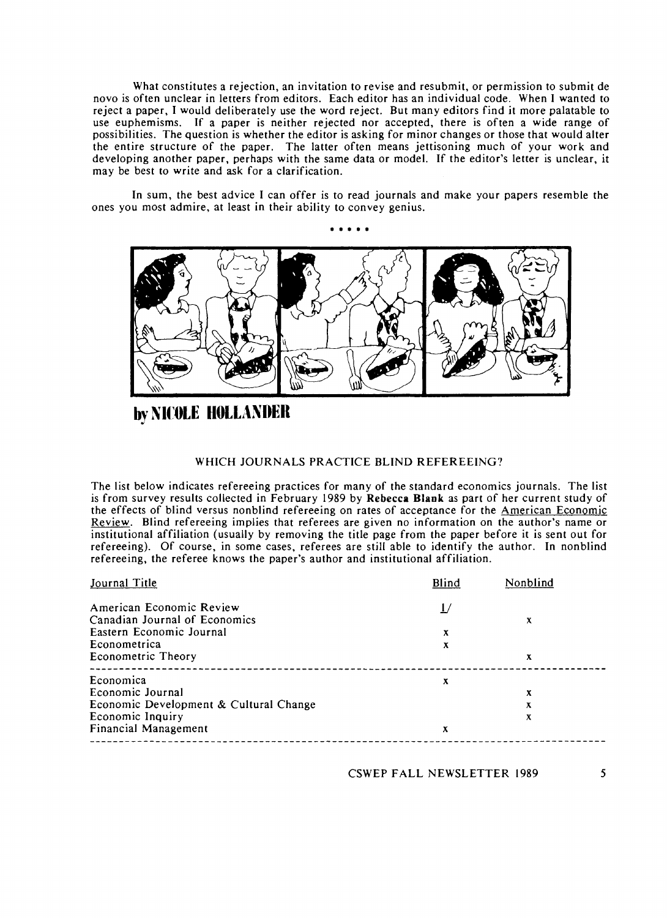What constitutes a rejection, an invitation to revise and resubmit, or permission to submit de novo is often unclear in letters from editors. Each editor has an individual code. When I wanted to reject a paper, I would deliberately use the word reject. But many editors find it more palatable to use euphemisms. If a paper is neither rejected nor accepted, there is often a wide range of possibilities. The question is whether the editor is asking for minor changes or those that would alter the entire structure of the paper. The latter often means jettisoning much of your work and developing another paper, perhaps with the same data or model. If the editor's letter is unclear, it may be best to write and ask for a clarification.

In sum, the best advice I can offer is to read journals and make your papers resemble the ones you most admire, at least in their ability to convey genius.

\* \* \* \* \*

**by NICOLE HOLLANDER**

## WHICH JOURNALS PRACTICE BLIND REFEREEING?

The list below indicates refereeing practices for many of the standard economics journals. The list is from survey results collected in February 1989 by **Rebecca Blank** as part of her current study of the effects of blind versus nonblind refereeing on rates of acceptance for the American Economic Review. Blind refereeing implies that referees are given no information on the author's name or institutional affiliation (usually by removing the title page from the paper before it is sent out for refereeing). Of course, in some cases, referees are still able to identify the author. In nonblind refereeing, the referee knows the paper's author and institutional affiliation.

| Journal Title | Blind | Nonblind |
|---|---|---|
| American Economic Review | 1/ | |
| Canadian Journal of Economics | | x |
| Eastern Economic Journal | x | |
| Econometrica | x | |
| Econometric Theory | | x |
| Economica | x | |
| Economic Journal | | x |
| Economic Development & Cultural Change | | x |
| Economic Inquiry | | x |
| Financial Management | x | |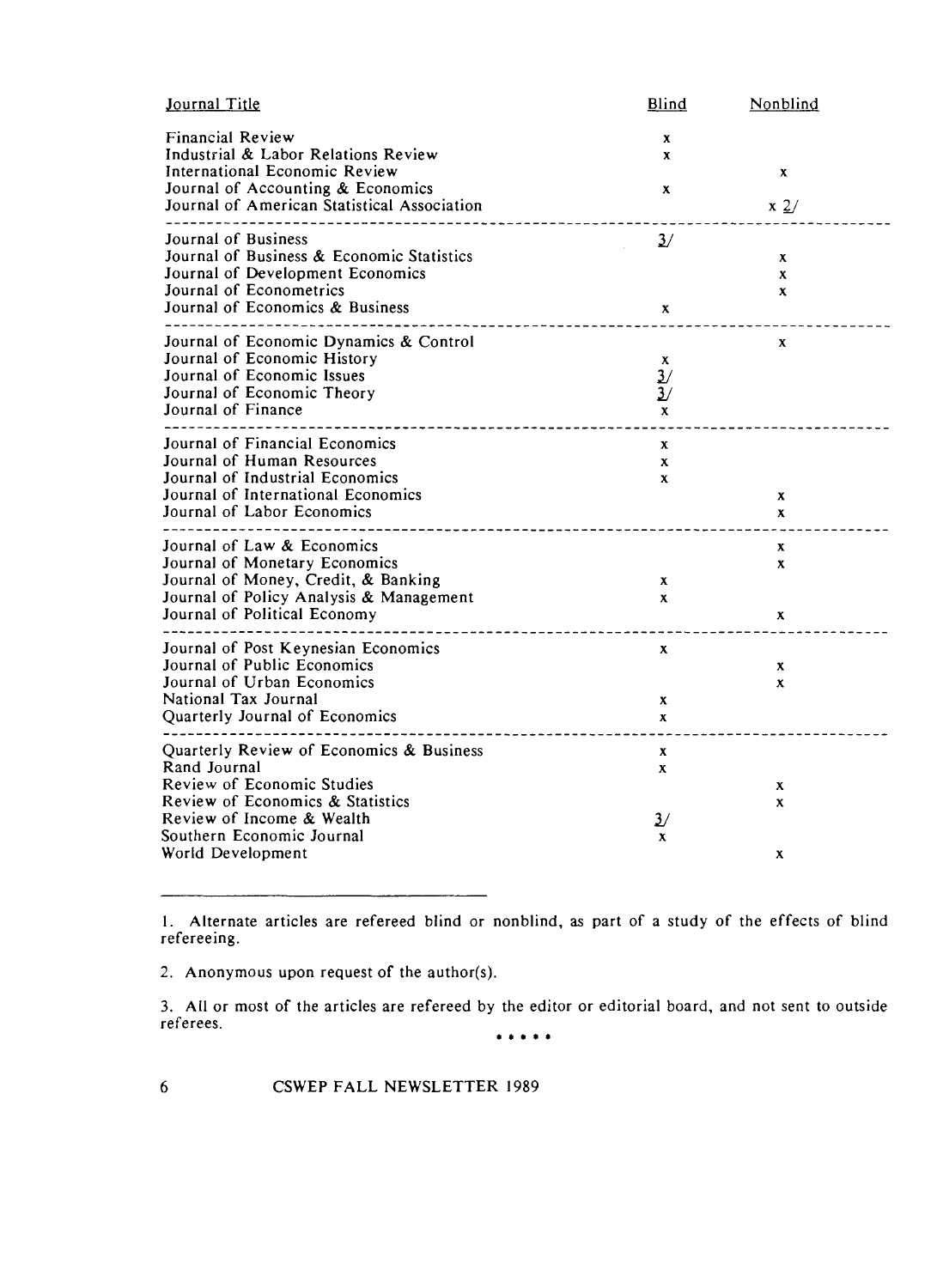| Journal Title | Blind | Nonblind |
|---|---|---|
| Financial Review | x | |
| Industrial & Labor Relations Review | x | |
| International Economic Review | | x |
| Journal of Accounting & Economics | x | |
| Journal of American Statistical Association | | x 2/ |
| Journal of Business | 3/ | |
| Journal of Business & Economic Statistics | | x |
| Journal of Development Economics | | x |
| Journal of Econometrics | | x |
| Journal of Economics & Business | x | |
| Journal of Economic Dynamics & Control | | x |
| Journal of Economic History | x | |
| Journal of Economic Issues | 3/ | |
| Journal of Economic Theory | 3/ | |
| Journal of Finance | x | |
| Journal of Financial Economics | x | |
| Journal of Human Resources | x | |
| Journal of Industrial Economics | x | |
| Journal of International Economics | | x |
| Journal of Labor Economics | | x |
| Journal of Law & Economics | | x |
| Journal of Monetary Economics | | x |
| Journal of Money, Credit, & Banking | x | |
| Journal of Policy Analysis & Management | x | |
| Journal of Political Economy | | x |
| Journal of Post Keynesian Economics | x | |
| Journal of Public Economics | | x |
| Journal of Urban Economics | | x |
| National Tax Journal | x | |
| Quarterly Journal of Economics | x | |
| Quarterly Review of Economics & Business | x | |
| Rand Journal | x | |
| Review of Economic Studies | | x |
| Review of Economics & Statistics | | x |
| Review of Income & Wealth | 3/ | |
| Southern Economic Journal | x | |
| World Development | | x |

1. Alternate articles are refereed blind or nonblind, as part of a study of the effects of blind refereeing.

2. Anonymous upon request of the author(s).

3. All or most of the articles are refereed by the editor or editorial board, and not sent to outside referees.

\* \* \* \* \*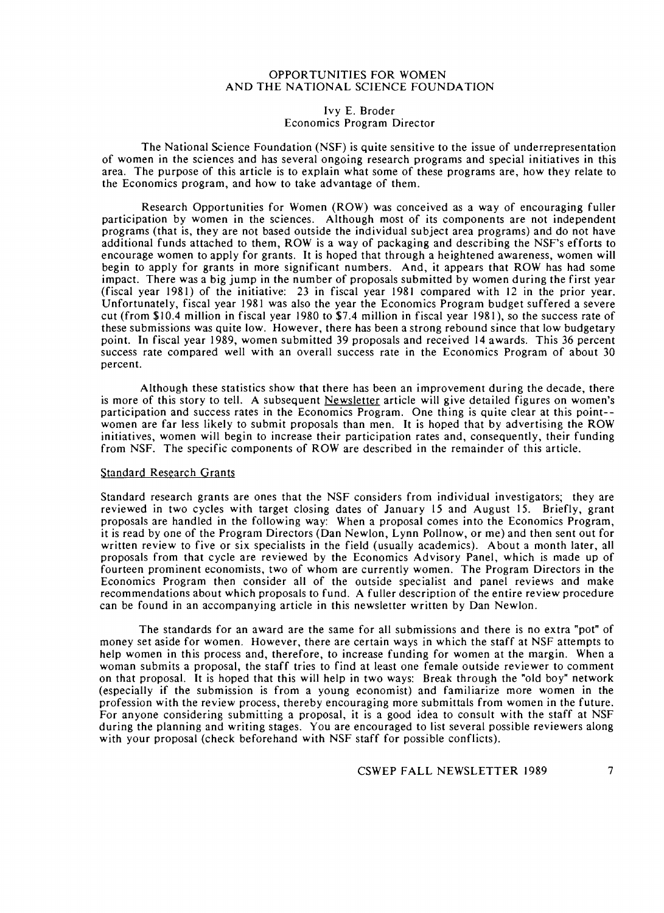# OPPORTUNITIES FOR WOMEN AND THE NATIONAL SCIENCE FOUNDATION

Ivy E. Broder
Economics Program Director

The National Science Foundation (NSF) is quite sensitive to the issue of underrepresentation of women in the sciences and has several ongoing research programs and special initiatives in this area. The purpose of this article is to explain what some of these programs are, how they relate to the Economics program, and how to take advantage of them.

Research Opportunities for Women (ROW) was conceived as a way of encouraging fuller participation by women in the sciences. Although most of its components are not independent programs (that is, they are not based outside the individual subject area programs) and do not have additional funds attached to them, ROW is a way of packaging and describing the NSF's efforts to encourage women to apply for grants. It is hoped that through a heightened awareness, women will begin to apply for grants in more significant numbers. And, it appears that ROW has had some impact. There was a big jump in the number of proposals submitted by women during the first year (fiscal year 1981) of the initiative: 23 in fiscal year 1981 compared with 12 in the prior year. Unfortunately, fiscal year 1981 was also the year the Economics Program budget suffered a severe cut (from $10.4 million in fiscal year 1980 to $7.4 million in fiscal year 1981), so the success rate of these submissions was quite low. However, there has been a strong rebound since that low budgetary point. In fiscal year 1989, women submitted 39 proposals and received 14 awards. This 36 percent success rate compared well with an overall success rate in the Economics Program of about 30 percent.

Although these statistics show that there has been an improvement during the decade, there is more of this story to tell. A subsequent Newsletter article will give detailed figures on women's participation and success rates in the Economics Program. One thing is quite clear at this point--women are far less likely to submit proposals than men. It is hoped that by advertising the ROW initiatives, women will begin to increase their participation rates and, consequently, their funding from NSF. The specific components of ROW are described in the remainder of this article.

## Standard Research Grants

Standard research grants are ones that the NSF considers from individual investigators; they are reviewed in two cycles with target closing dates of January 15 and August 15. Briefly, grant proposals are handled in the following way: When a proposal comes into the Economics Program, it is read by one of the Program Directors (Dan Newlon, Lynn Pollnow, or me) and then sent out for written review to five or six specialists in the field (usually academics). About a month later, all proposals from that cycle are reviewed by the Economics Advisory Panel, which is made up of fourteen prominent economists, two of whom are currently women. The Program Directors in the Economics Program then consider all of the outside specialist and panel reviews and make recommendations about which proposals to fund. A fuller description of the entire review procedure can be found in an accompanying article in this newsletter written by Dan Newlon.

The standards for an award are the same for all submissions and there is no extra "pot" of money set aside for women. However, there are certain ways in which the staff at NSF attempts to help women in this process and, therefore, to increase funding for women at the margin. When a woman submits a proposal, the staff tries to find at least one female outside reviewer to comment on that proposal. It is hoped that this will help in two ways: Break through the "old boy" network (especially if the submission is from a young economist) and familiarize more women in the profession with the review process, thereby encouraging more submittals from women in the future. For anyone considering submitting a proposal, it is a good idea to consult with the staff at NSF during the planning and writing stages. You are encouraged to list several possible reviewers along with your proposal (check beforehand with NSF staff for possible conflicts).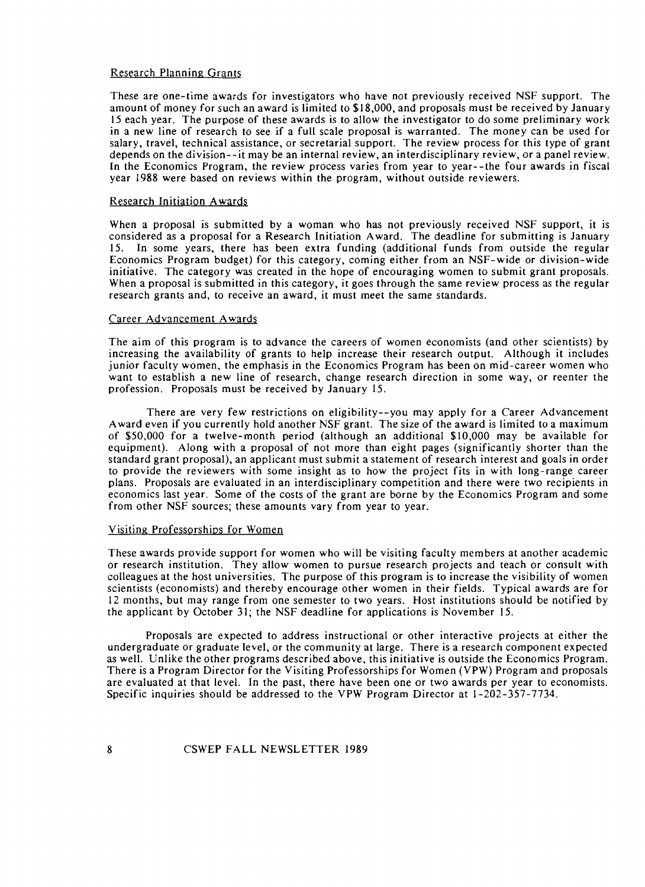### Research Planning Grants

These are one-time awards for investigators who have not previously received NSF support. The amount of money for such an award is limited to $18,000, and proposals must be received by January 15 each year. The purpose of these awards is to allow the investigator to do some preliminary work in a new line of research to see if a full scale proposal is warranted. The money can be used for salary, travel, technical assistance, or secretarial support. The review process for this type of grant depends on the division--it may be an internal review, an interdisciplinary review, or a panel review. In the Economics Program, the review process varies from year to year--the four awards in fiscal year 1988 were based on reviews within the program, without outside reviewers.

### Research Initiation Awards

When a proposal is submitted by a woman who has not previously received NSF support, it is considered as a proposal for a Research Initiation Award. The deadline for submitting is January 15. In some years, there has been extra funding (additional funds from outside the regular Economics Program budget) for this category, coming either from an NSF-wide or division-wide initiative. The category was created in the hope of encouraging women to submit grant proposals. When a proposal is submitted in this category, it goes through the same review process as the regular research grants and, to receive an award, it must meet the same standards.

### Career Advancement Awards

The aim of this program is to advance the careers of women economists (and other scientists) by increasing the availability of grants to help increase their research output. Although it includes junior faculty women, the emphasis in the Economics Program has been on mid-career women who want to establish a new line of research, change research direction in some way, or reenter the profession. Proposals must be received by January 15.

There are very few restrictions on eligibility--you may apply for a Career Advancement Award even if you currently hold another NSF grant. The size of the award is limited to a maximum of $50,000 for a twelve-month period (although an additional $10,000 may be available for equipment). Along with a proposal of not more than eight pages (significantly shorter than the standard grant proposal), an applicant must submit a statement of research interest and goals in order to provide the reviewers with some insight as to how the project fits in with long-range career plans. Proposals are evaluated in an interdisciplinary competition and there were two recipients in economics last year. Some of the costs of the grant are borne by the Economics Program and some from other NSF sources; these amounts vary from year to year.

### Visiting Professorships for Women

These awards provide support for women who will be visiting faculty members at another academic or research institution. They allow women to pursue research projects and teach or consult with colleagues at the host universities. The purpose of this program is to increase the visibility of women scientists (economists) and thereby encourage other women in their fields. Typical awards are for 12 months, but may range from one semester to two years. Host institutions should be notified by the applicant by October 31; the NSF deadline for applications is November 15.

Proposals are expected to address instructional or other interactive projects at either the undergraduate or graduate level, or the community at large. There is a research component expected as well. Unlike the other programs described above, this initiative is outside the Economics Program. There is a Program Director for the Visiting Professorships for Women (VPW) Program and proposals are evaluated at that level. In the past, there have been one or two awards per year to economists. Specific inquiries should be addressed to the VPW Program Director at 1-202-357-7734.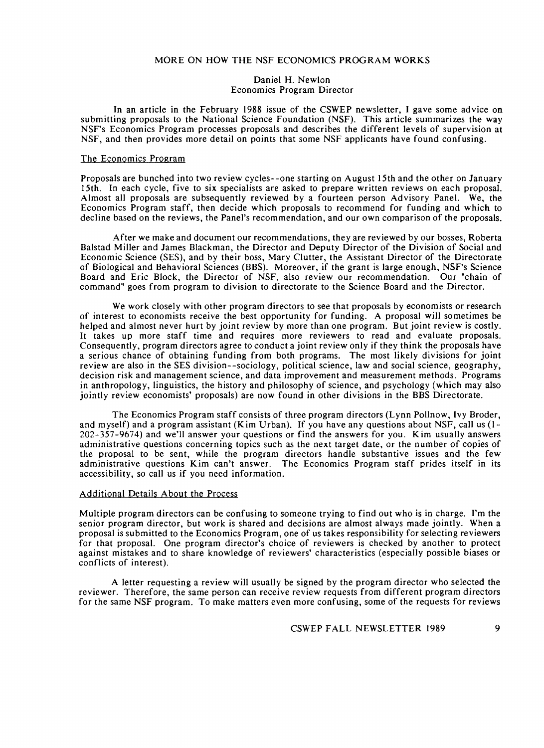# MORE ON HOW THE NSF ECONOMICS PROGRAM WORKS

Daniel H. Newlon
Economics Program Director

In an article in the February 1988 issue of the CSWEP newsletter, I gave some advice on submitting proposals to the National Science Foundation (NSF). This article summarizes the way NSF's Economics Program processes proposals and describes the different levels of supervision at NSF, and then provides more detail on points that some NSF applicants have found confusing.

## The Economics Program

Proposals are bunched into two review cycles--one starting on August 15th and the other on January 15th. In each cycle, five to six specialists are asked to prepare written reviews on each proposal. Almost all proposals are subsequently reviewed by a fourteen person Advisory Panel. We, the Economics Program staff, then decide which proposals to recommend for funding and which to decline based on the reviews, the Panel's recommendation, and our own comparison of the proposals.

After we make and document our recommendations, they are reviewed by our bosses, Roberta Balstad Miller and James Blackman, the Director and Deputy Director of the Division of Social and Economic Science (SES), and by their boss, Mary Clutter, the Assistant Director of the Directorate of Biological and Behavioral Sciences (BBS). Moreover, if the grant is large enough, NSF's Science Board and Eric Block, the Director of NSF, also review our recommendation. Our "chain of command" goes from program to division to directorate to the Science Board and the Director.

We work closely with other program directors to see that proposals by economists or research of interest to economists receive the best opportunity for funding. A proposal will sometimes be helped and almost never hurt by joint review by more than one program. But joint review is costly. It takes up more staff time and requires more reviewers to read and evaluate proposals. Consequently, program directors agree to conduct a joint review only if they think the proposals have a serious chance of obtaining funding from both programs. The most likely divisions for joint review are also in the SES division--sociology, political science, law and social science, geography, decision risk and management science, and data improvement and measurement methods. Programs in anthropology, linguistics, the history and philosophy of science, and psychology (which may also jointly review economists' proposals) are now found in other divisions in the BBS Directorate.

The Economics Program staff consists of three program directors (Lynn Pollnow, Ivy Broder, and myself) and a program assistant (Kim Urban). If you have any questions about NSF, call us (1-202-357-9674) and we'll answer your questions or find the answers for you. Kim usually answers administrative questions concerning topics such as the next target date, or the number of copies of the proposal to be sent, while the program directors handle substantive issues and the few administrative questions Kim can't answer. The Economics Program staff prides itself in its accessibility, so call us if you need information.

## Additional Details About the Process

Multiple program directors can be confusing to someone trying to find out who is in charge. I'm the senior program director, but work is shared and decisions are almost always made jointly. When a proposal is submitted to the Economics Program, one of us takes responsibility for selecting reviewers for that proposal. One program director's choice of reviewers is checked by another to protect against mistakes and to share knowledge of reviewers' characteristics (especially possible biases or conflicts of interest).

A letter requesting a review will usually be signed by the program director who selected the reviewer. Therefore, the same person can receive review requests from different program directors for the same NSF program. To make matters even more confusing, some of the requests for reviews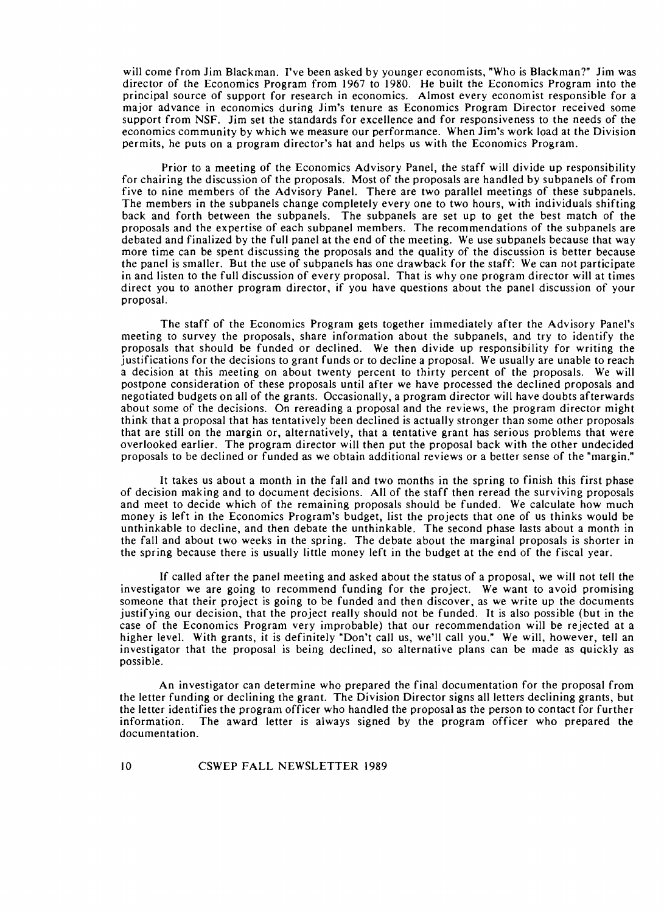will come from Jim Blackman. I've been asked by younger economists, "Who is Blackman?" Jim was director of the Economics Program from 1967 to 1980. He built the Economics Program into the principal source of support for research in economics. Almost every economist responsible for a major advance in economics during Jim's tenure as Economics Program Director received some support from NSF. Jim set the standards for excellence and for responsiveness to the needs of the economics community by which we measure our performance. When Jim's work load at the Division permits, he puts on a program director's hat and helps us with the Economics Program.

Prior to a meeting of the Economics Advisory Panel, the staff will divide up responsibility for chairing the discussion of the proposals. Most of the proposals are handled by subpanels of from five to nine members of the Advisory Panel. There are two parallel meetings of these subpanels. The members in the subpanels change completely every one to two hours, with individuals shifting back and forth between the subpanels. The subpanels are set up to get the best match of the proposals and the expertise of each subpanel members. The recommendations of the subpanels are debated and finalized by the full panel at the end of the meeting. We use subpanels because that way more time can be spent discussing the proposals and the quality of the discussion is better because the panel is smaller. But the use of subpanels has one drawback for the staff: We can not participate in and listen to the full discussion of every proposal. That is why one program director will at times direct you to another program director, if you have questions about the panel discussion of your proposal.

The staff of the Economics Program gets together immediately after the Advisory Panel's meeting to survey the proposals, share information about the subpanels, and try to identify the proposals that should be funded or declined. We then divide up responsibility for writing the justifications for the decisions to grant funds or to decline a proposal. We usually are unable to reach a decision at this meeting on about twenty percent to thirty percent of the proposals. We will postpone consideration of these proposals until after we have processed the declined proposals and negotiated budgets on all of the grants. Occasionally, a program director will have doubts afterwards about some of the decisions. On rereading a proposal and the reviews, the program director might think that a proposal that has tentatively been declined is actually stronger than some other proposals that are still on the margin or, alternatively, that a tentative grant has serious problems that were overlooked earlier. The program director will then put the proposal back with the other undecided proposals to be declined or funded as we obtain additional reviews or a better sense of the "margin."

It takes us about a month in the fall and two months in the spring to finish this first phase of decision making and to document decisions. All of the staff then reread the surviving proposals and meet to decide which of the remaining proposals should be funded. We calculate how much money is left in the Economics Program's budget, list the projects that one of us thinks would be unthinkable to decline, and then debate the unthinkable. The second phase lasts about a month in the fall and about two weeks in the spring. The debate about the marginal proposals is shorter in the spring because there is usually little money left in the budget at the end of the fiscal year.

If called after the panel meeting and asked about the status of a proposal, we will not tell the investigator we are going to recommend funding for the project. We want to avoid promising someone that their project is going to be funded and then discover, as we write up the documents justifying our decision, that the project really should not be funded. It is also possible (but in the case of the Economics Program very improbable) that our recommendation will be rejected at a higher level. With grants, it is definitely "Don't call us, we'll call you." We will, however, tell an investigator that the proposal is being declined, so alternative plans can be made as quickly as possible.

An investigator can determine who prepared the final documentation for the proposal from the letter funding or declining the grant. The Division Director signs all letters declining grants, but the letter identifies the program officer who handled the proposal as the person to contact for further information. The award letter is always signed by the program officer who prepared the documentation.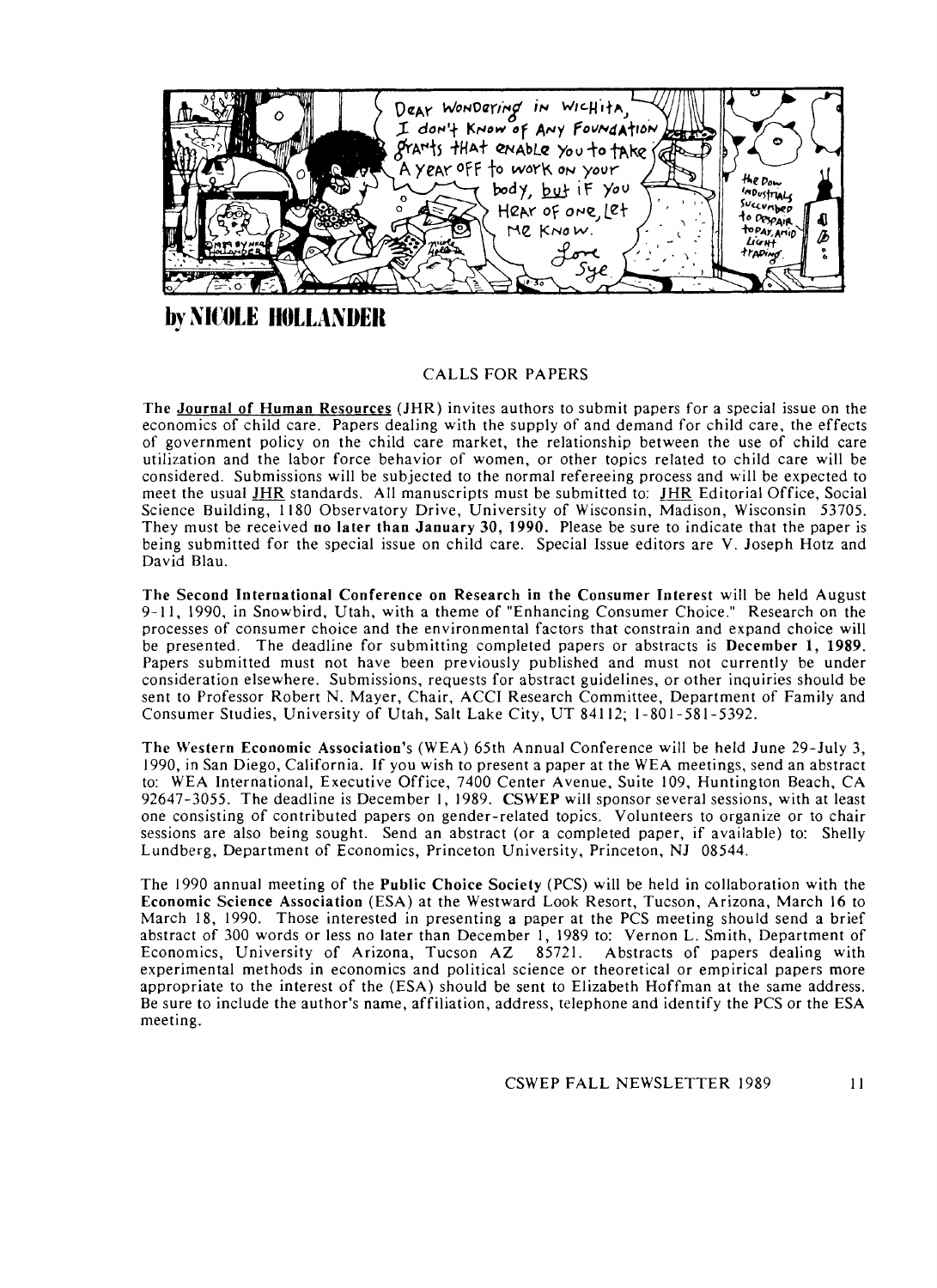Dear Wondering in Wichita,
I don't know of any foundation grants that enable you to take a year off to work on your body, but if you hear of one, let me know.
Love
Sylvia

by NICOLE HOLLANDER

## CALLS FOR PAPERS

**The Journal of Human Resources** (JHR) invites authors to submit papers for a special issue on the economics of child care. Papers dealing with the supply of and demand for child care, the effects of government policy on the child care market, the relationship between the use of child care utilization and the labor force behavior of women, or other topics related to child care will be considered. Submissions will be subjected to the normal refereeing process and will be expected to meet the usual JHR standards. All manuscripts must be submitted to: JHR Editorial Office, Social Science Building, 1180 Observatory Drive, University of Wisconsin, Madison, Wisconsin 53705. They must be received **no later than January 30, 1990.** Please be sure to indicate that the paper is being submitted for the special issue on child care. Special Issue editors are V. Joseph Hotz and David Blau.

**The Second International Conference on Research in the Consumer Interest** will be held August 9-11, 1990, in Snowbird, Utah, with a theme of "Enhancing Consumer Choice." Research on the processes of consumer choice and the environmental factors that constrain and expand choice will be presented. The deadline for submitting completed papers or abstracts is **December 1, 1989.** Papers submitted must not have been previously published and must not currently be under consideration elsewhere. Submissions, requests for abstract guidelines, or other inquiries should be sent to Professor Robert N. Mayer, Chair, ACCI Research Committee, Department of Family and Consumer Studies, University of Utah, Salt Lake City, UT 84112; 1-801-581-5392.

**The Western Economic Association's** (WEA) 65th Annual Conference will be held June 29-July 3, 1990, in San Diego, California. If you wish to present a paper at the WEA meetings, send an abstract to: WEA International, Executive Office, 7400 Center Avenue, Suite 109, Huntington Beach, CA 92647-3055. The deadline is December 1, 1989. **CSWEP** will sponsor several sessions, with at least one consisting of contributed papers on gender-related topics. Volunteers to organize or to chair sessions are also being sought. Send an abstract (or a completed paper, if available) to: Shelly Lundberg, Department of Economics, Princeton University, Princeton, NJ 08544.

The 1990 annual meeting of the **Public Choice Society** (PCS) will be held in collaboration with the **Economic Science Association** (ESA) at the Westward Look Resort, Tucson, Arizona, March 16 to March 18, 1990. Those interested in presenting a paper at the PCS meeting should send a brief abstract of 300 words or less no later than December 1, 1989 to: Vernon L. Smith, Department of Economics, University of Arizona, Tucson AZ 85721. Abstracts of papers dealing with experimental methods in economics and political science or theoretical or empirical papers more appropriate to the interest of the (ESA) should be sent to Elizabeth Hoffman at the same address. Be sure to include the author's name, affiliation, address, telephone and identify the PCS or the ESA meeting.